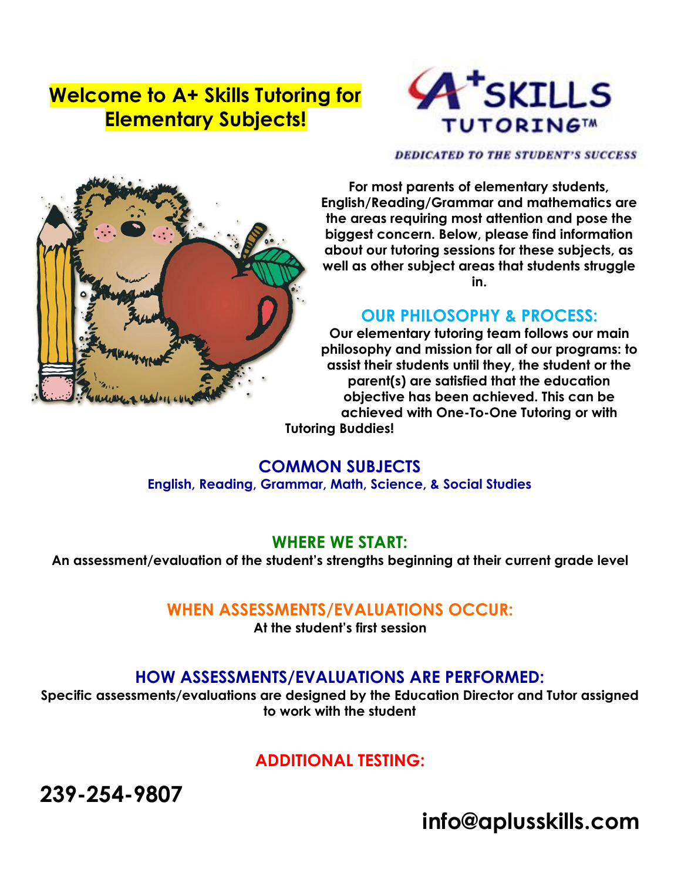# Welcome to A+ Skills Tutoring for Elementary Subjects!

A+ SKILLS TUTORING™

*DEDICATED TO THE STUDENT'S SUCCESS*

**For most parents of elementary students, English/Reading/Grammar and mathematics are the areas requiring most attention and pose the biggest concern. Below, please find information about our tutoring sessions for these subjects, as well as other subject areas that students struggle in.**

## OUR PHILOSOPHY & PROCESS:

**Our elementary tutoring team follows our main philosophy and mission for all of our programs: to assist their students until they, the student or the parent(s) are satisfied that the education objective has been achieved. This can be achieved with One-To-One Tutoring or with Tutoring Buddies!**

## COMMON SUBJECTS

**English, Reading, Grammar, Math, Science, & Social Studies**

## WHERE WE START:

**An assessment/evaluation of the student's strengths beginning at their current grade level**

## WHEN ASSESSMENTS/EVALUATIONS OCCUR:

**At the student's first session**

## HOW ASSESSMENTS/EVALUATIONS ARE PERFORMED:

**Specific assessments/evaluations are designed by the Education Director and Tutor assigned to work with the student**

## ADDITIONAL TESTING:

**239-254-9807**

**info@aplusskills.com**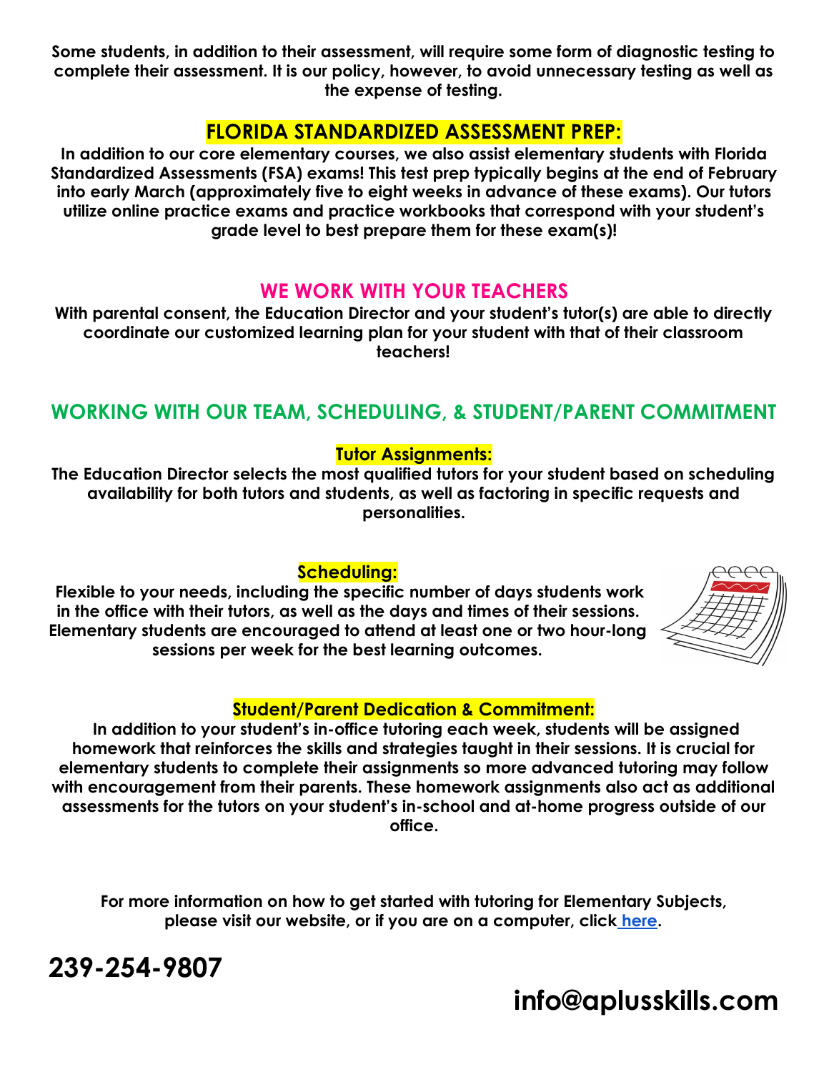**Some students, in addition to their assessment, will require some form of diagnostic testing to complete their assessment. It is our policy, however, to avoid unnecessary testing as well as the expense of testing.**

## FLORIDA STANDARDIZED ASSESSMENT PREP:

**In addition to our core elementary courses, we also assist elementary students with Florida Standardized Assessments (FSA) exams! This test prep typically begins at the end of February into early March (approximately five to eight weeks in advance of these exams). Our tutors utilize online practice exams and practice workbooks that correspond with your student's grade level to best prepare them for these exam(s)!**

## WE WORK WITH YOUR TEACHERS

**With parental consent, the Education Director and your student's tutor(s) are able to directly coordinate our customized learning plan for your student with that of their classroom teachers!**

## WORKING WITH OUR TEAM, SCHEDULING, & STUDENT/PARENT COMMITMENT

### Tutor Assignments:

**The Education Director selects the most qualified tutors for your student based on scheduling availability for both tutors and students, as well as factoring in specific requests and personalities.**

### Scheduling:

**Flexible to your needs, including the specific number of days students work in the office with their tutors, as well as the days and times of their sessions. Elementary students are encouraged to attend at least one or two hour-long sessions per week for the best learning outcomes.**

### Student/Parent Dedication & Commitment:

**In addition to your student's in-office tutoring each week, students will be assigned homework that reinforces the skills and strategies taught in their sessions. It is crucial for elementary students to complete their assignments so more advanced tutoring may follow with encouragement from their parents. These homework assignments also act as additional assessments for the tutors on your student's in-school and at-home progress outside of our office.**

**For more information on how to get started with tutoring for Elementary Subjects, please visit our website, or if you are on a computer, click here.**

**239-254-9807**

**info@aplusskills.com**